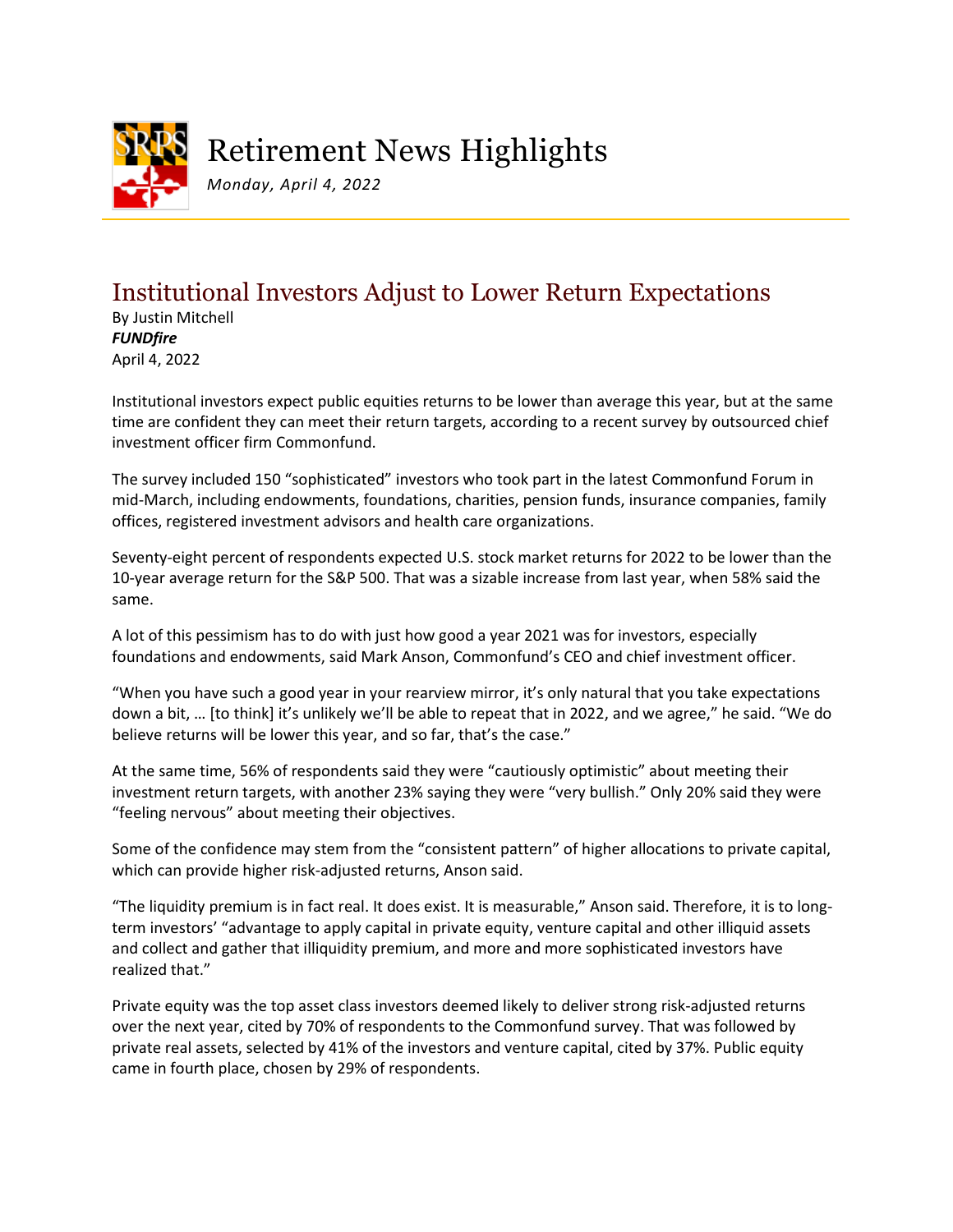# Retirement News Highlights

*Monday, April 4, 2022*

## Institutional Investors Adjust to Lower Return Expectations

By Justin Mitchell
***FUNDfire***
April 4, 2022

Institutional investors expect public equities returns to be lower than average this year, but at the same time are confident they can meet their return targets, according to a recent survey by outsourced chief investment officer firm Commonfund.

The survey included 150 "sophisticated" investors who took part in the latest Commonfund Forum in mid-March, including endowments, foundations, charities, pension funds, insurance companies, family offices, registered investment advisors and health care organizations.

Seventy-eight percent of respondents expected U.S. stock market returns for 2022 to be lower than the 10-year average return for the S&P 500. That was a sizable increase from last year, when 58% said the same.

A lot of this pessimism has to do with just how good a year 2021 was for investors, especially foundations and endowments, said Mark Anson, Commonfund's CEO and chief investment officer.

"When you have such a good year in your rearview mirror, it's only natural that you take expectations down a bit, … [to think] it's unlikely we'll be able to repeat that in 2022, and we agree," he said. "We do believe returns will be lower this year, and so far, that's the case."

At the same time, 56% of respondents said they were "cautiously optimistic" about meeting their investment return targets, with another 23% saying they were "very bullish." Only 20% said they were "feeling nervous" about meeting their objectives.

Some of the confidence may stem from the "consistent pattern" of higher allocations to private capital, which can provide higher risk-adjusted returns, Anson said.

"The liquidity premium is in fact real. It does exist. It is measurable," Anson said. Therefore, it is to long-term investors' "advantage to apply capital in private equity, venture capital and other illiquid assets and collect and gather that illiquidity premium, and more and more sophisticated investors have realized that."

Private equity was the top asset class investors deemed likely to deliver strong risk-adjusted returns over the next year, cited by 70% of respondents to the Commonfund survey. That was followed by private real assets, selected by 41% of the investors and venture capital, cited by 37%. Public equity came in fourth place, chosen by 29% of respondents.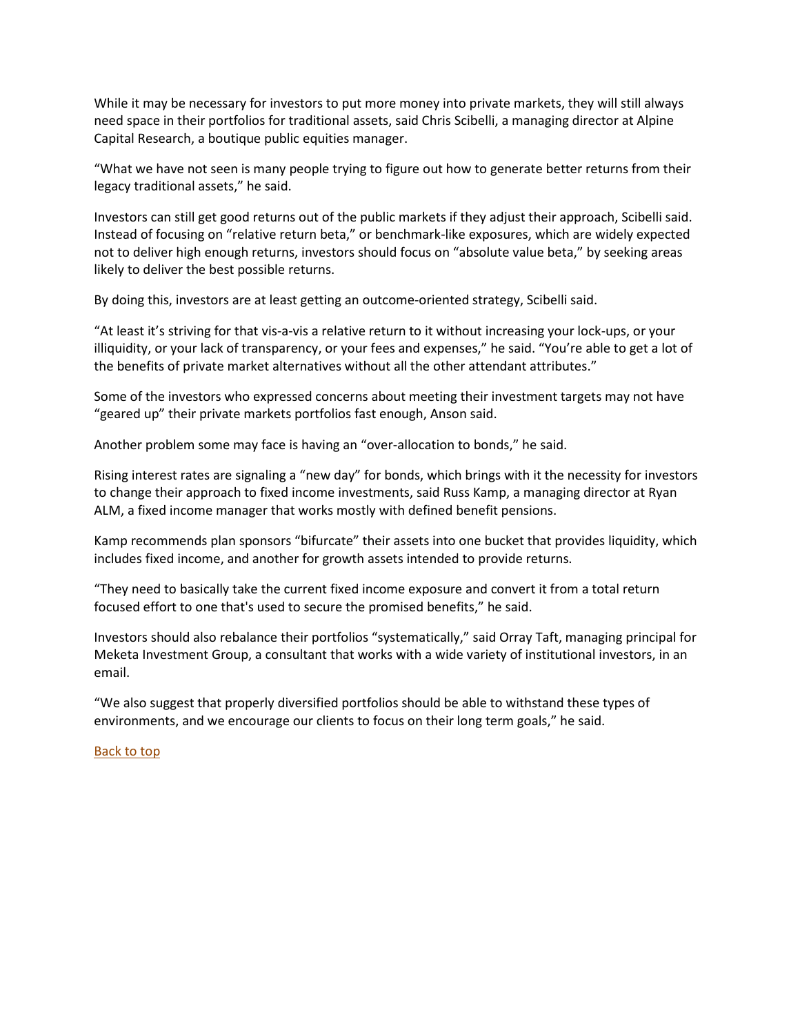While it may be necessary for investors to put more money into private markets, they will still always need space in their portfolios for traditional assets, said Chris Scibelli, a managing director at Alpine Capital Research, a boutique public equities manager.

"What we have not seen is many people trying to figure out how to generate better returns from their legacy traditional assets," he said.

Investors can still get good returns out of the public markets if they adjust their approach, Scibelli said. Instead of focusing on "relative return beta," or benchmark-like exposures, which are widely expected not to deliver high enough returns, investors should focus on "absolute value beta," by seeking areas likely to deliver the best possible returns.

By doing this, investors are at least getting an outcome-oriented strategy, Scibelli said.

"At least it's striving for that vis-a-vis a relative return to it without increasing your lock-ups, or your illiquidity, or your lack of transparency, or your fees and expenses," he said. "You're able to get a lot of the benefits of private market alternatives without all the other attendant attributes."

Some of the investors who expressed concerns about meeting their investment targets may not have "geared up" their private markets portfolios fast enough, Anson said.

Another problem some may face is having an "over-allocation to bonds," he said.

Rising interest rates are signaling a "new day" for bonds, which brings with it the necessity for investors to change their approach to fixed income investments, said Russ Kamp, a managing director at Ryan ALM, a fixed income manager that works mostly with defined benefit pensions.

Kamp recommends plan sponsors "bifurcate" their assets into one bucket that provides liquidity, which includes fixed income, and another for growth assets intended to provide returns.

"They need to basically take the current fixed income exposure and convert it from a total return focused effort to one that's used to secure the promised benefits," he said.

Investors should also rebalance their portfolios "systematically," said Orray Taft, managing principal for Meketa Investment Group, a consultant that works with a wide variety of institutional investors, in an email.

"We also suggest that properly diversified portfolios should be able to withstand these types of environments, and we encourage our clients to focus on their long term goals," he said.

Back to top